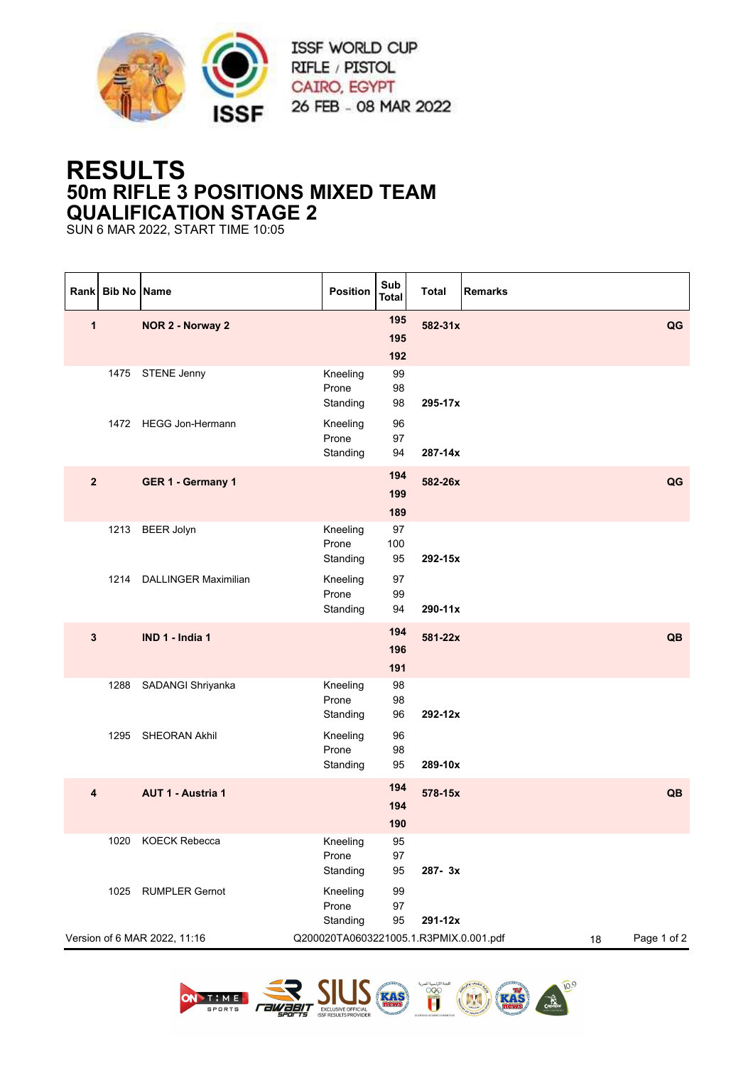ISSF WORLD CUP
RIFLE / PISTOL
CAIRO, EGYPT
26 FEB - 08 MAR 2022

# RESULTS
## 50m RIFLE 3 POSITIONS MIXED TEAM
## QUALIFICATION STAGE 2

SUN 6 MAR 2022, START TIME 10:05

| Rank | Bib No | Name | Position | Sub Total | Total | Remarks |
|---|---|---|---|---|---|---|
| **1** | | **NOR 2 - Norway 2** | | **195** **195** **192** | **582-31x** | **QG** |
| | 1475 | STENE Jenny | Kneeling | 99 | | |
| | | | Prone | 98 | | |
| | | | Standing | 98 | **295-17x** | |
| | 1472 | HEGG Jon-Hermann | Kneeling | 96 | | |
| | | | Prone | 97 | | |
| | | | Standing | 94 | **287-14x** | |
| **2** | | **GER 1 - Germany 1** | | **194** **199** **189** | **582-26x** | **QG** |
| | 1213 | BEER Jolyn | Kneeling | 97 | | |
| | | | Prone | 100 | | |
| | | | Standing | 95 | **292-15x** | |
| | 1214 | DALLINGER Maximilian | Kneeling | 97 | | |
| | | | Prone | 99 | | |
| | | | Standing | 94 | **290-11x** | |
| **3** | | **IND 1 - India 1** | | **194** **196** **191** | **581-22x** | **QB** |
| | 1288 | SADANGI Shriyanka | Kneeling | 98 | | |
| | | | Prone | 98 | | |
| | | | Standing | 96 | **292-12x** | |
| | 1295 | SHEORAN Akhil | Kneeling | 96 | | |
| | | | Prone | 98 | | |
| | | | Standing | 95 | **289-10x** | |
| **4** | | **AUT 1 - Austria 1** | | **194** **194** **190** | **578-15x** | **QB** |
| | 1020 | KOECK Rebecca | Kneeling | 95 | | |
| | | | Prone | 97 | | |
| | | | Standing | 95 | **287- 3x** | |
| | 1025 | RUMPLER Gernot | Kneeling | 99 | | |
| | | | Prone | 97 | | |
| | | | Standing | 95 | **291-12x** | |

Version of 6 MAR 2022, 11:16 Q200020TA0603221005.1.R3PMIX.0.001.pdf 18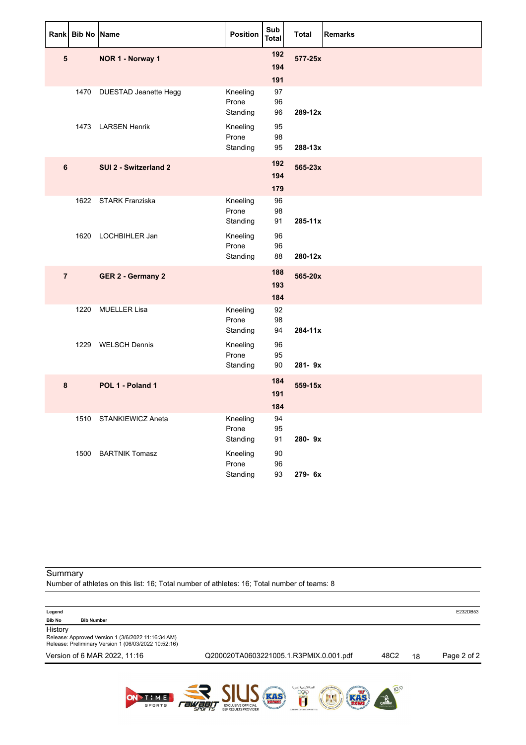| Rank | Bib No | Name | Position | Sub Total | Total | Remarks |
|---|---|---|---|---|---|---|
| **5** | | **NOR 1 - Norway 1** | | **192** | **577-25x** | |
| | | | | **194** | | |
| | | | | **191** | | |
| | 1470 | DUESTAD Jeanette Hegg | Kneeling | 97 | | |
| | | | Prone | 96 | | |
| | | | Standing | 96 | **289-12x** | |
| | 1473 | LARSEN Henrik | Kneeling | 95 | | |
| | | | Prone | 98 | | |
| | | | Standing | 95 | **288-13x** | |
| **6** | | **SUI 2 - Switzerland 2** | | **192** | **565-23x** | |
| | | | | **194** | | |
| | | | | **179** | | |
| | 1622 | STARK Franziska | Kneeling | 96 | | |
| | | | Prone | 98 | | |
| | | | Standing | 91 | **285-11x** | |
| | 1620 | LOCHBIHLER Jan | Kneeling | 96 | | |
| | | | Prone | 96 | | |
| | | | Standing | 88 | **280-12x** | |
| **7** | | **GER 2 - Germany 2** | | **188** | **565-20x** | |
| | | | | **193** | | |
| | | | | **184** | | |
| | 1220 | MUELLER Lisa | Kneeling | 92 | | |
| | | | Prone | 98 | | |
| | | | Standing | 94 | **284-11x** | |
| | 1229 | WELSCH Dennis | Kneeling | 96 | | |
| | | | Prone | 95 | | |
| | | | Standing | 90 | **281- 9x** | |
| **8** | | **POL 1 - Poland 1** | | **184** | **559-15x** | |
| | | | | **191** | | |
| | | | | **184** | | |
| | 1510 | STANKIEWICZ Aneta | Kneeling | 94 | | |
| | | | Prone | 95 | | |
| | | | Standing | 91 | **280- 9x** | |
| | 1500 | BARTNIK Tomasz | Kneeling | 90 | | |
| | | | Prone | 96 | | |
| | | | Standing | 93 | **279- 6x** | |

Summary

Number of athletes on this list: 16; Total number of athletes: 16; Total number of teams: 8

**Legend**

**Bib No** **Bib Number**

History

Release: Approved Version 1 (3/6/2022 11:16:34 AM)
Release: Preliminary Version 1 (06/03/2022 10:52:16)

Version of 6 MAR 2022, 11:16 Q200020TA0603221005.1.R3PMIX.0.001.pdf 48C2 18

E232DB53